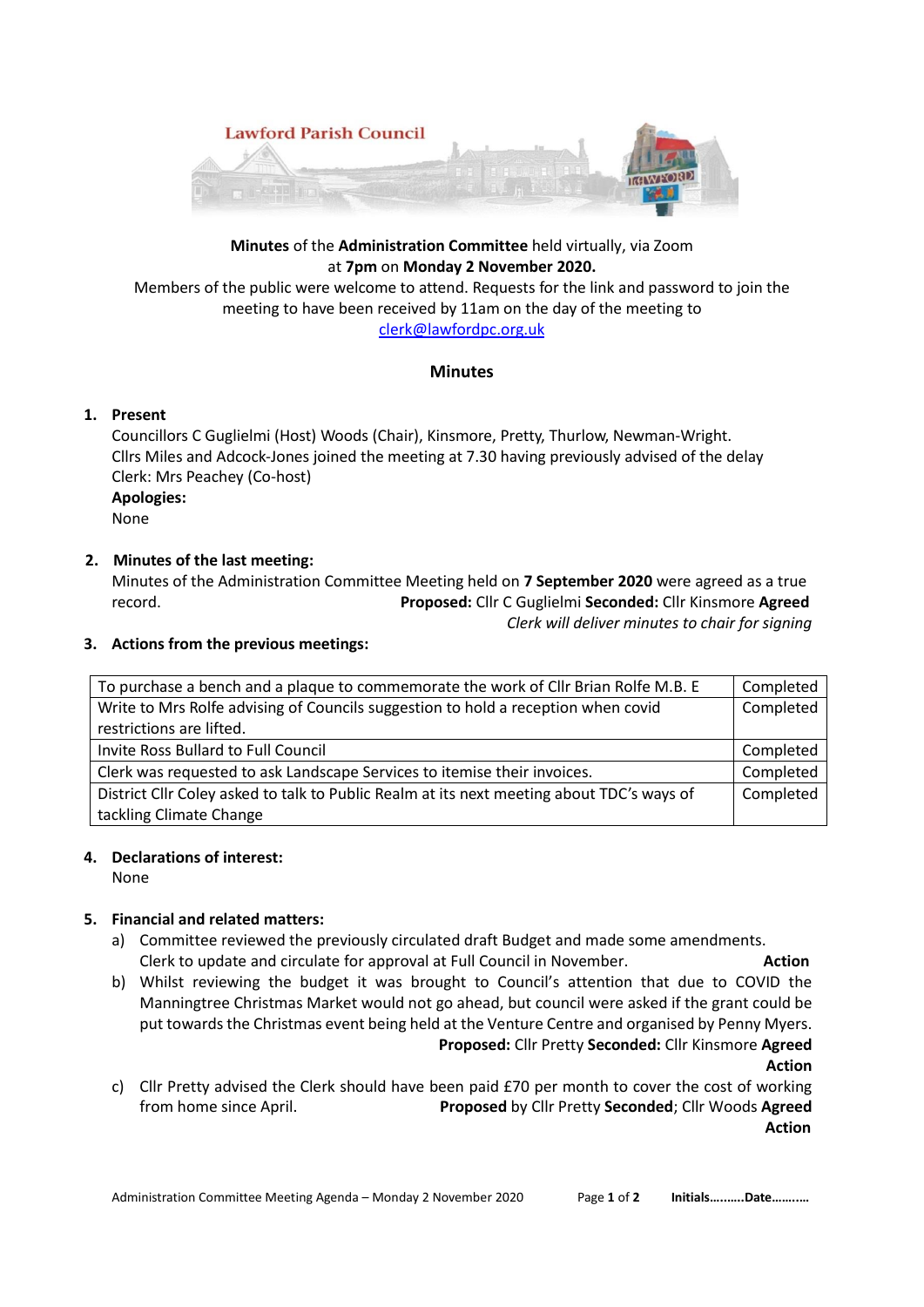**Lawford Parish Council**

**Minutes** of the **Administration Committee** held virtually, via Zoom at **7pm** on **Monday 2 November 2020.**

Members of the public were welcome to attend. Requests for the link and password to join the meeting to have been received by 11am on the day of the meeting to clerk@lawfordpc.org.uk

## Minutes

**1. Present**

Councillors C Guglielmi (Host) Woods (Chair), Kinsmore, Pretty, Thurlow, Newman-Wright.
Cllrs Miles and Adcock-Jones joined the meeting at 7.30 having previously advised of the delay
Clerk: Mrs Peachey (Co-host)

**Apologies:**

None

**2. Minutes of the last meeting:**

Minutes of the Administration Committee Meeting held on **7 September 2020** were agreed as a true record. **Proposed:** Cllr C Guglielmi **Seconded:** Cllr Kinsmore **Agreed**

*Clerk will deliver minutes to chair for signing*

**3. Actions from the previous meetings:**

| | |
|---|---|
| To purchase a bench and a plaque to commemorate the work of Cllr Brian Rolfe M.B. E | Completed |
| Write to Mrs Rolfe advising of Councils suggestion to hold a reception when covid restrictions are lifted. | Completed |
| Invite Ross Bullard to Full Council | Completed |
| Clerk was requested to ask Landscape Services to itemise their invoices. | Completed |
| District Cllr Coley asked to talk to Public Realm at its next meeting about TDC's ways of tackling Climate Change | Completed |

**4. Declarations of interest:**

None

**5. Financial and related matters:**

a) Committee reviewed the previously circulated draft Budget and made some amendments. Clerk to update and circulate for approval at Full Council in November. **Action**

b) Whilst reviewing the budget it was brought to Council's attention that due to COVID the Manningtree Christmas Market would not go ahead, but council were asked if the grant could be put towards the Christmas event being held at the Venture Centre and organised by Penny Myers.
**Proposed:** Cllr Pretty **Seconded:** Cllr Kinsmore **Agreed**
**Action**

c) Cllr Pretty advised the Clerk should have been paid £70 per month to cover the cost of working from home since April. **Proposed** by Cllr Pretty **Seconded**; Cllr Woods **Agreed**
**Action**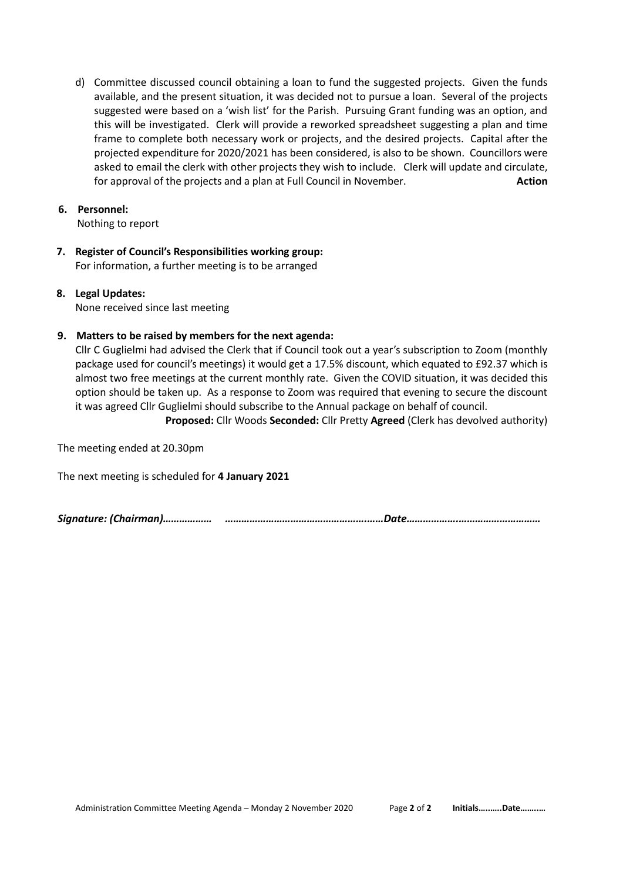d) Committee discussed council obtaining a loan to fund the suggested projects. Given the funds available, and the present situation, it was decided not to pursue a loan. Several of the projects suggested were based on a 'wish list' for the Parish. Pursuing Grant funding was an option, and this will be investigated. Clerk will provide a reworked spreadsheet suggesting a plan and time frame to complete both necessary work or projects, and the desired projects. Capital after the projected expenditure for 2020/2021 has been considered, is also to be shown. Councillors were asked to email the clerk with other projects they wish to include. Clerk will update and circulate, for approval of the projects and a plan at Full Council in November. **Action**

**6. Personnel:**
Nothing to report

**7. Register of Council's Responsibilities working group:**
For information, a further meeting is to be arranged

**8. Legal Updates:**
None received since last meeting

**9. Matters to be raised by members for the next agenda:**
Cllr C Guglielmi had advised the Clerk that if Council took out a year's subscription to Zoom (monthly package used for council's meetings) it would get a 17.5% discount, which equated to £92.37 which is almost two free meetings at the current monthly rate. Given the COVID situation, it was decided this option should be taken up. As a response to Zoom was required that evening to secure the discount it was agreed Cllr Guglielmi should subscribe to the Annual package on behalf of council.

**Proposed:** Cllr Woods **Seconded:** Cllr Pretty **Agreed** (Clerk has devolved authority)

The meeting ended at 20.30pm

The next meeting is scheduled for **4 January 2021**

***Signature: (Chairman)……………… …………………………………………..……Date…………………..…………………….***